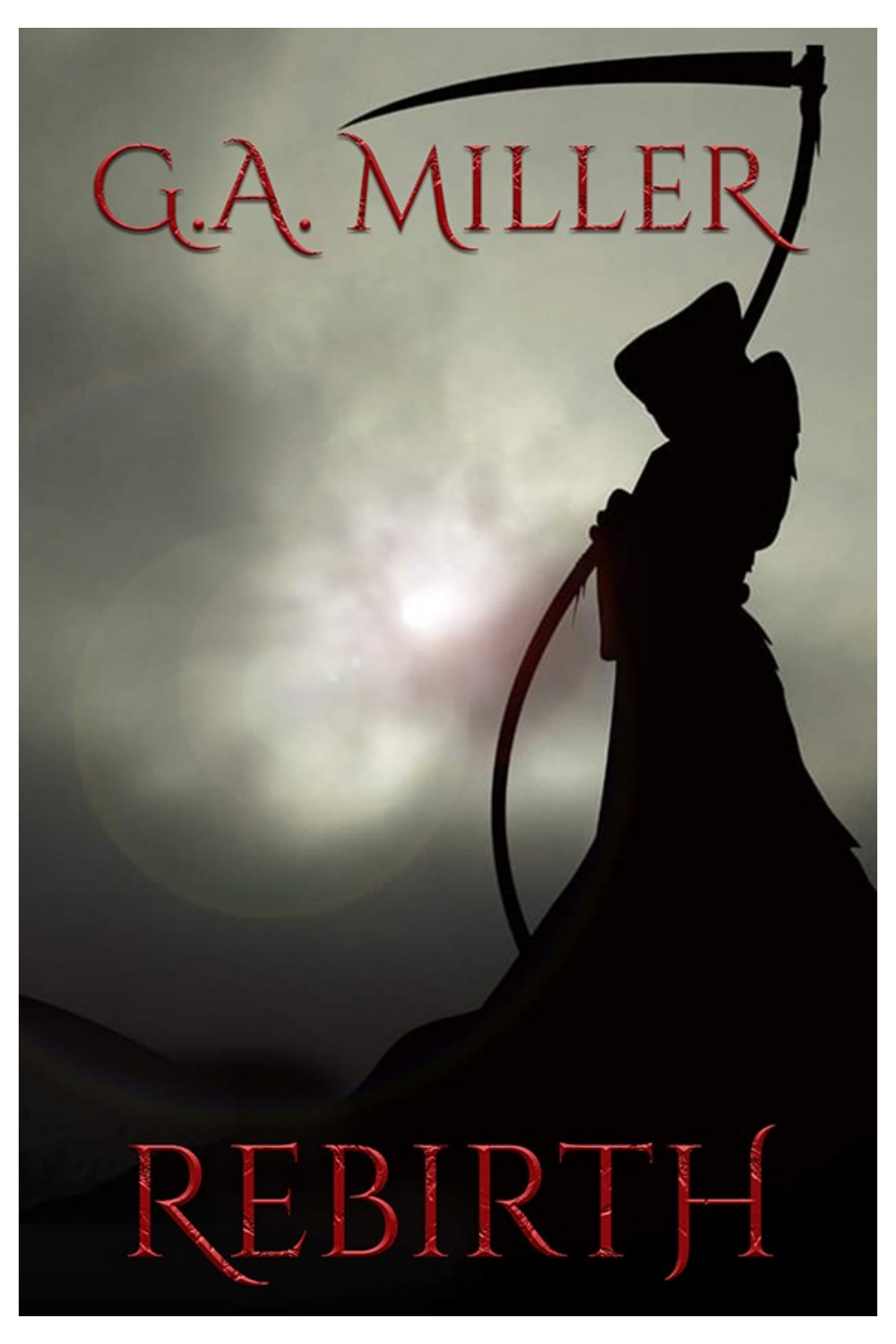G.A. MILLER

# REBIRTH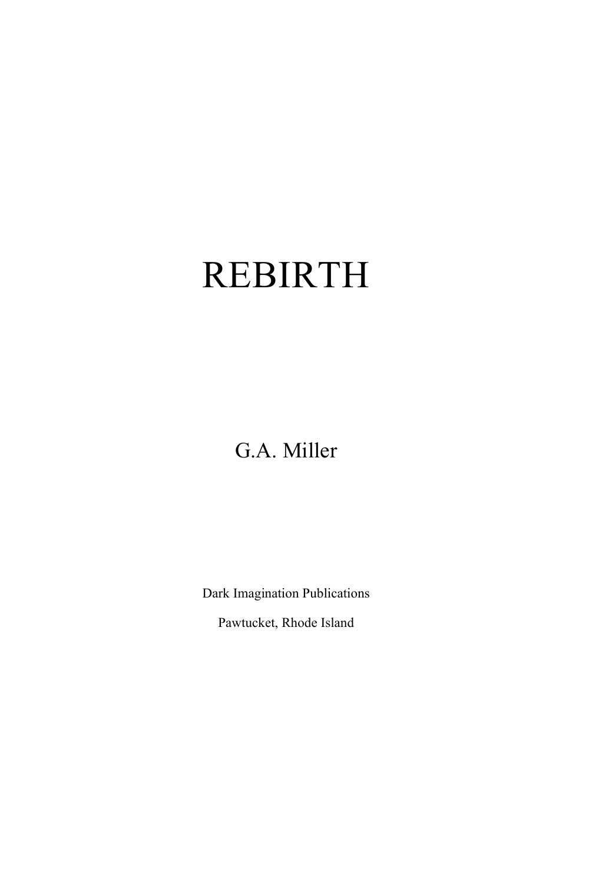# REBIRTH

G.A. Miller

Dark Imagination Publications

Pawtucket, Rhode Island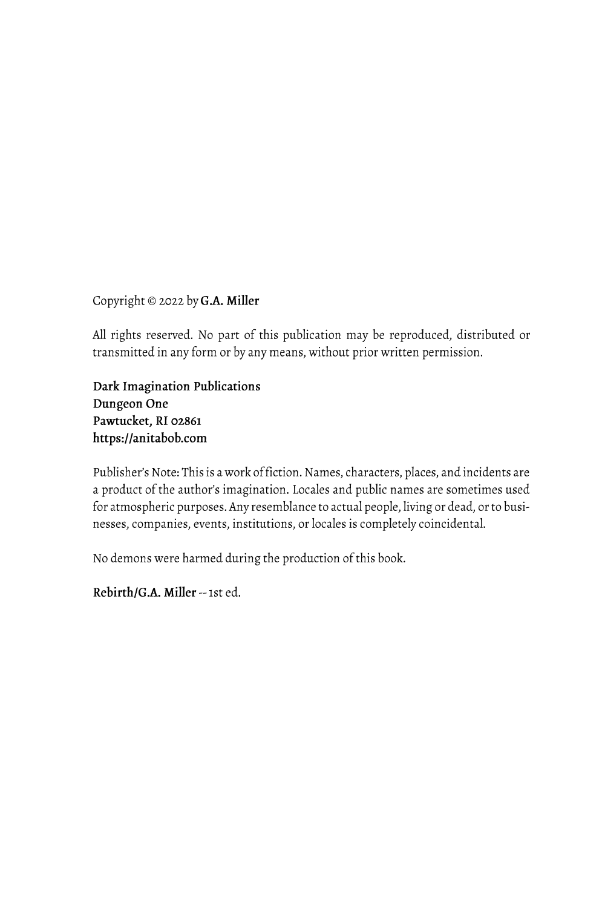Copyright © 2022 by **G.A. Miller**

All rights reserved. No part of this publication may be reproduced, distributed or transmitted in any form or by any means, without prior written permission.

**Dark Imagination Publications**
**Dungeon One**
**Pawtucket, RI 02861**
**https://anitabob.com**

Publisher's Note: This is a work of fiction. Names, characters, places, and incidents are a product of the author's imagination. Locales and public names are sometimes used for atmospheric purposes. Any resemblance to actual people, living or dead, or to businesses, companies, events, institutions, or locales is completely coincidental.

No demons were harmed during the production of this book.

**Rebirth/G.A. Miller** -- 1st ed.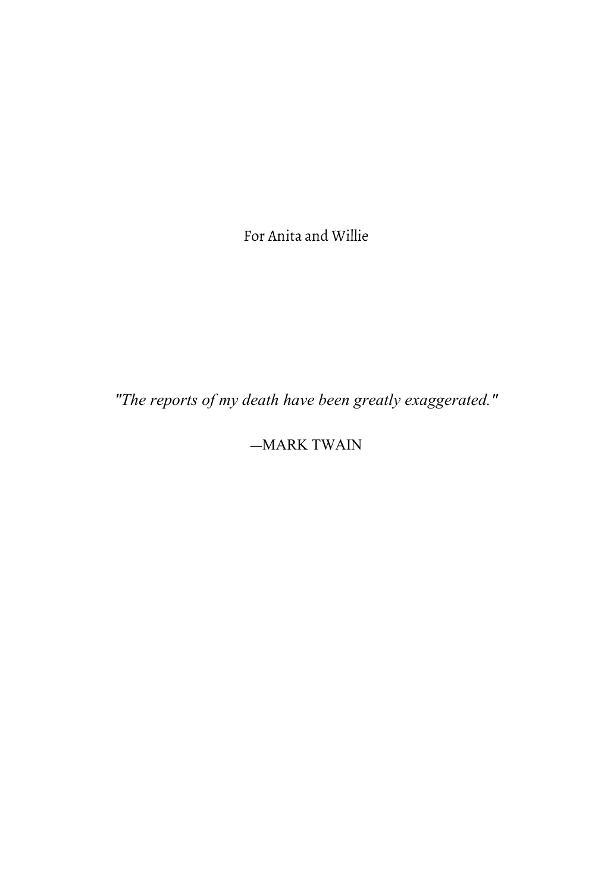For Anita and Willie

*"The reports of my death have been greatly exaggerated."*

—MARK TWAIN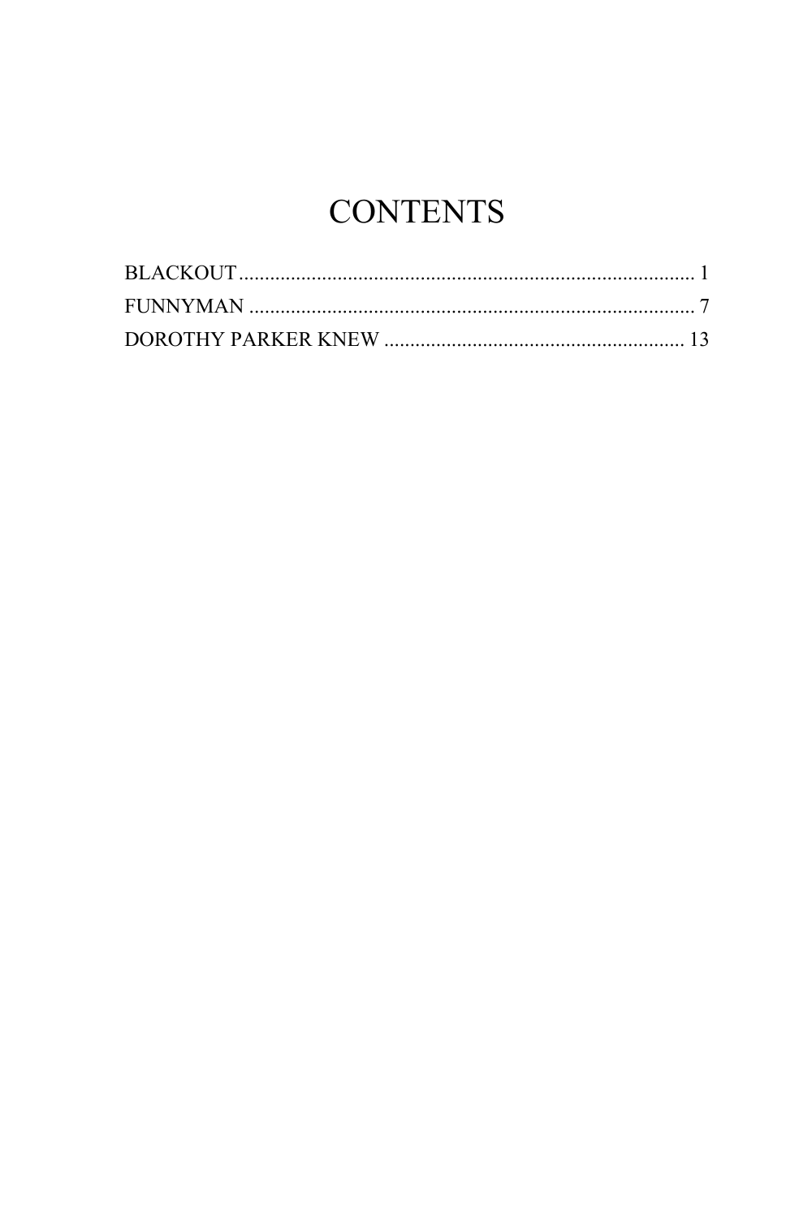# CONTENTS

BLACKOUT ........................................................................................ 1
FUNNYMAN ...................................................................................... 7
DOROTHY PARKER KNEW ......................................................... 13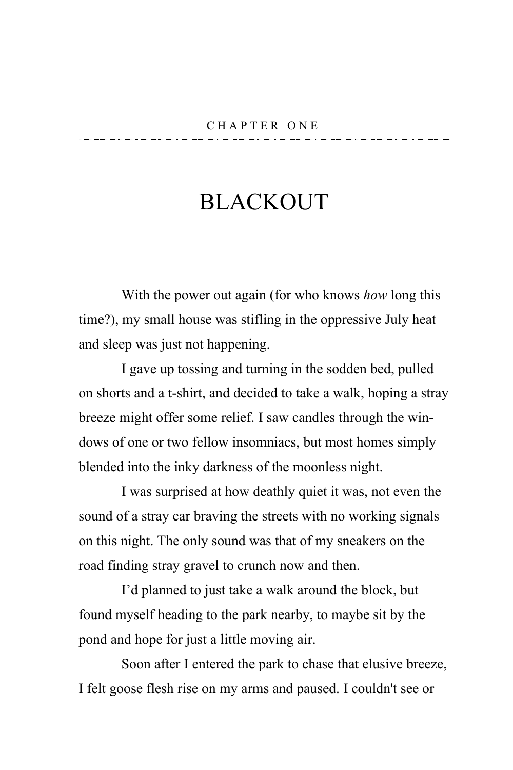CHAPTER ONE

# BLACKOUT

With the power out again (for who knows *how* long this time?), my small house was stifling in the oppressive July heat and sleep was just not happening.

I gave up tossing and turning in the sodden bed, pulled on shorts and a t-shirt, and decided to take a walk, hoping a stray breeze might offer some relief. I saw candles through the windows of one or two fellow insomniacs, but most homes simply blended into the inky darkness of the moonless night.

I was surprised at how deathly quiet it was, not even the sound of a stray car braving the streets with no working signals on this night. The only sound was that of my sneakers on the road finding stray gravel to crunch now and then.

I'd planned to just take a walk around the block, but found myself heading to the park nearby, to maybe sit by the pond and hope for just a little moving air.

Soon after I entered the park to chase that elusive breeze, I felt goose flesh rise on my arms and paused. I couldn't see or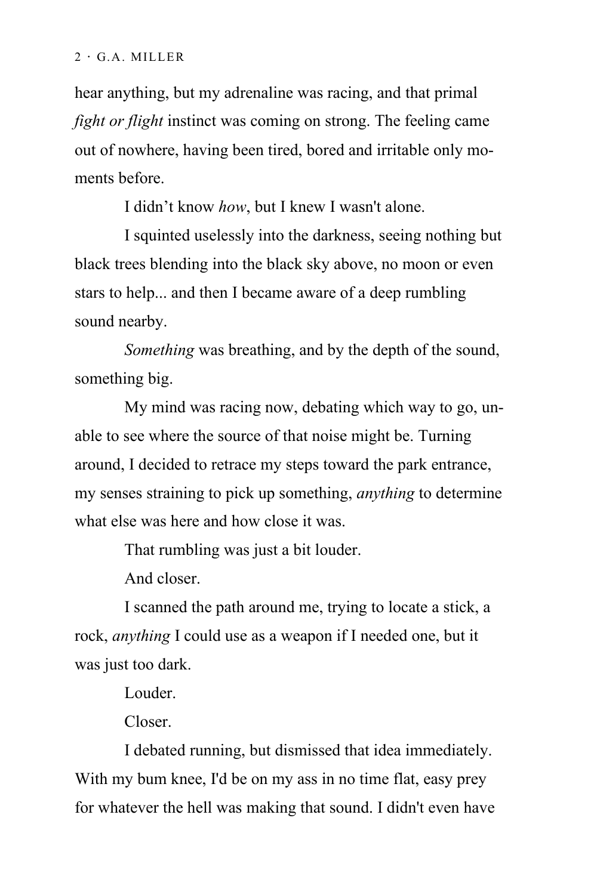hear anything, but my adrenaline was racing, and that primal *fight or flight* instinct was coming on strong. The feeling came out of nowhere, having been tired, bored and irritable only moments before.

I didn’t know *how*, but I knew I wasn't alone.

I squinted uselessly into the darkness, seeing nothing but black trees blending into the black sky above, no moon or even stars to help... and then I became aware of a deep rumbling sound nearby.

*Something* was breathing, and by the depth of the sound, something big.

My mind was racing now, debating which way to go, unable to see where the source of that noise might be. Turning around, I decided to retrace my steps toward the park entrance, my senses straining to pick up something, *anything* to determine what else was here and how close it was.

That rumbling was just a bit louder.

And closer.

I scanned the path around me, trying to locate a stick, a rock, *anything* I could use as a weapon if I needed one, but it was just too dark.

Louder.

Closer.

I debated running, but dismissed that idea immediately. With my bum knee, I'd be on my ass in no time flat, easy prey for whatever the hell was making that sound. I didn't even have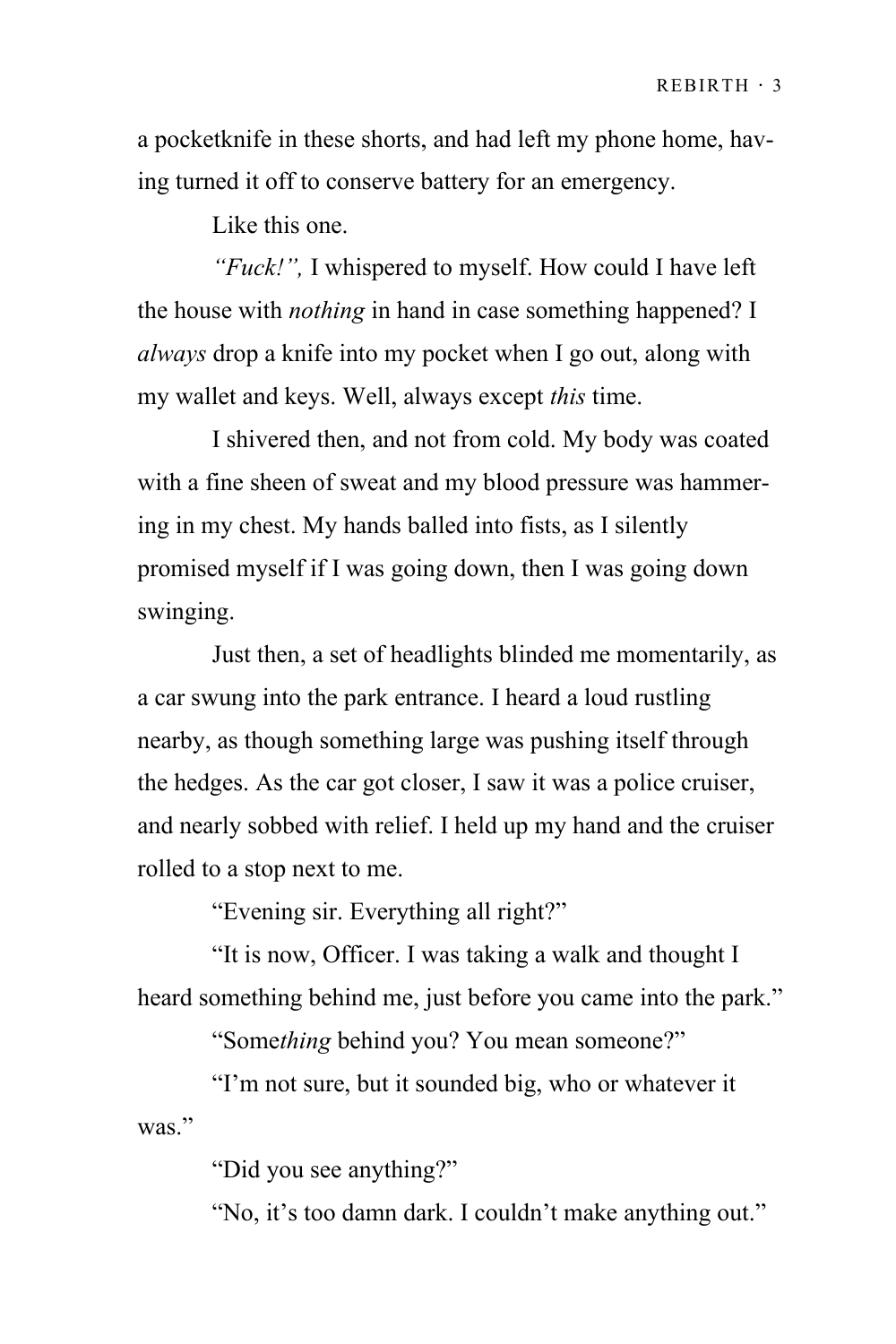a pocketknife in these shorts, and had left my phone home, having turned it off to conserve battery for an emergency.

Like this one.

*"Fuck!",* I whispered to myself. How could I have left the house with *nothing* in hand in case something happened? I *always* drop a knife into my pocket when I go out, along with my wallet and keys. Well, always except *this* time.

I shivered then, and not from cold. My body was coated with a fine sheen of sweat and my blood pressure was hammering in my chest. My hands balled into fists, as I silently promised myself if I was going down, then I was going down swinging.

Just then, a set of headlights blinded me momentarily, as a car swung into the park entrance. I heard a loud rustling nearby, as though something large was pushing itself through the hedges. As the car got closer, I saw it was a police cruiser, and nearly sobbed with relief. I held up my hand and the cruiser rolled to a stop next to me.

"Evening sir. Everything all right?"

"It is now, Officer. I was taking a walk and thought I heard something behind me, just before you came into the park."

"Some*thing* behind you? You mean someone?"

"I'm not sure, but it sounded big, who or whatever it was."

"Did you see anything?"

"No, it's too damn dark. I couldn't make anything out."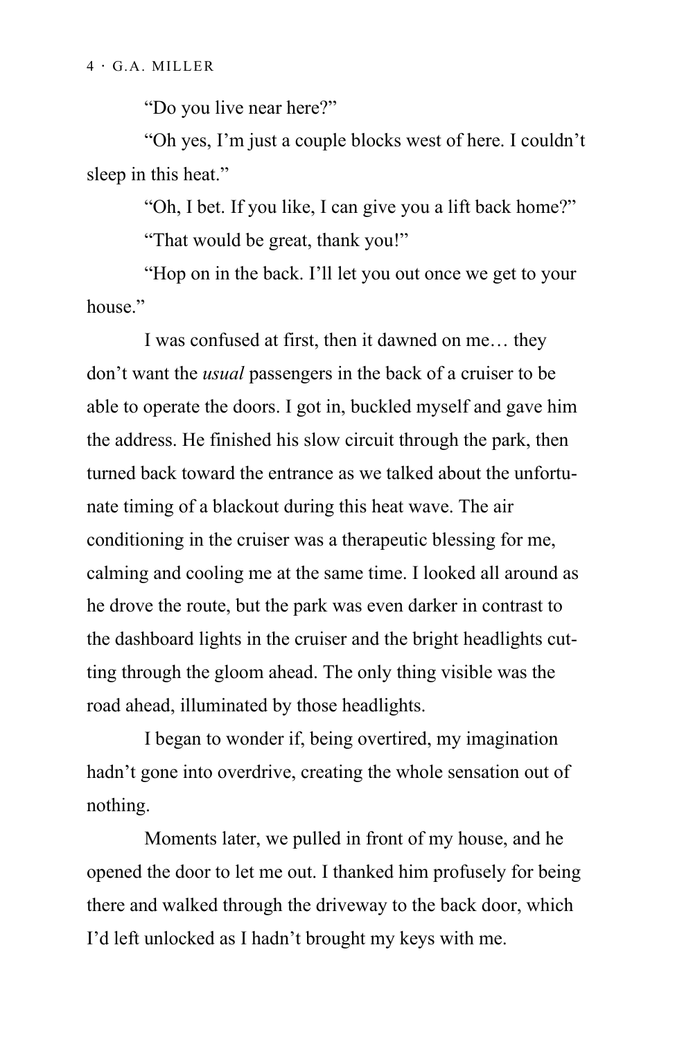"Do you live near here?"

"Oh yes, I'm just a couple blocks west of here. I couldn't sleep in this heat."

"Oh, I bet. If you like, I can give you a lift back home?"

"That would be great, thank you!"

"Hop on in the back. I'll let you out once we get to your house."

I was confused at first, then it dawned on me… they don't want the *usual* passengers in the back of a cruiser to be able to operate the doors. I got in, buckled myself and gave him the address. He finished his slow circuit through the park, then turned back toward the entrance as we talked about the unfortunate timing of a blackout during this heat wave. The air conditioning in the cruiser was a therapeutic blessing for me, calming and cooling me at the same time. I looked all around as he drove the route, but the park was even darker in contrast to the dashboard lights in the cruiser and the bright headlights cutting through the gloom ahead. The only thing visible was the road ahead, illuminated by those headlights.

I began to wonder if, being overtired, my imagination hadn't gone into overdrive, creating the whole sensation out of nothing.

Moments later, we pulled in front of my house, and he opened the door to let me out. I thanked him profusely for being there and walked through the driveway to the back door, which I'd left unlocked as I hadn't brought my keys with me.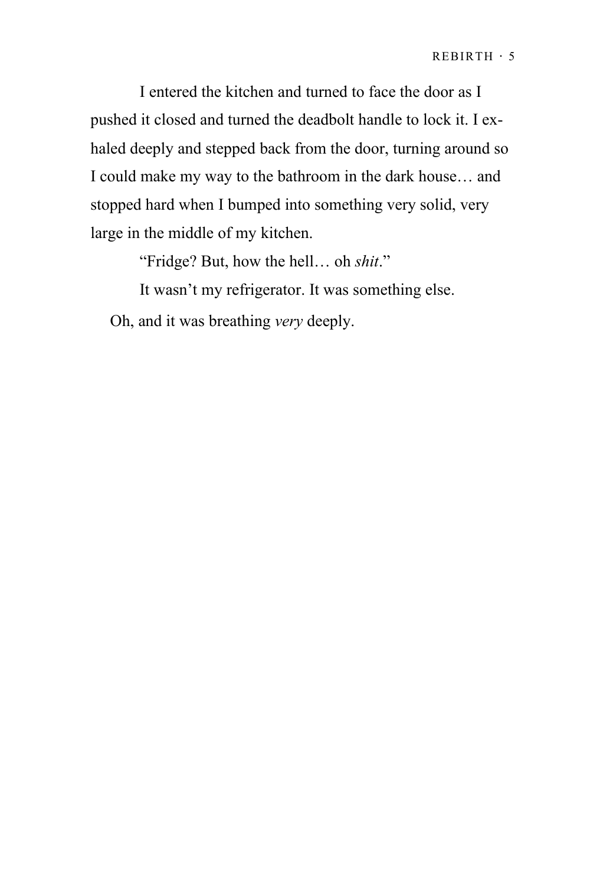I entered the kitchen and turned to face the door as I pushed it closed and turned the deadbolt handle to lock it. I exhaled deeply and stepped back from the door, turning around so I could make my way to the bathroom in the dark house… and stopped hard when I bumped into something very solid, very large in the middle of my kitchen.

"Fridge? But, how the hell… oh *shit*."

It wasn't my refrigerator. It was something else.

Oh, and it was breathing *very* deeply.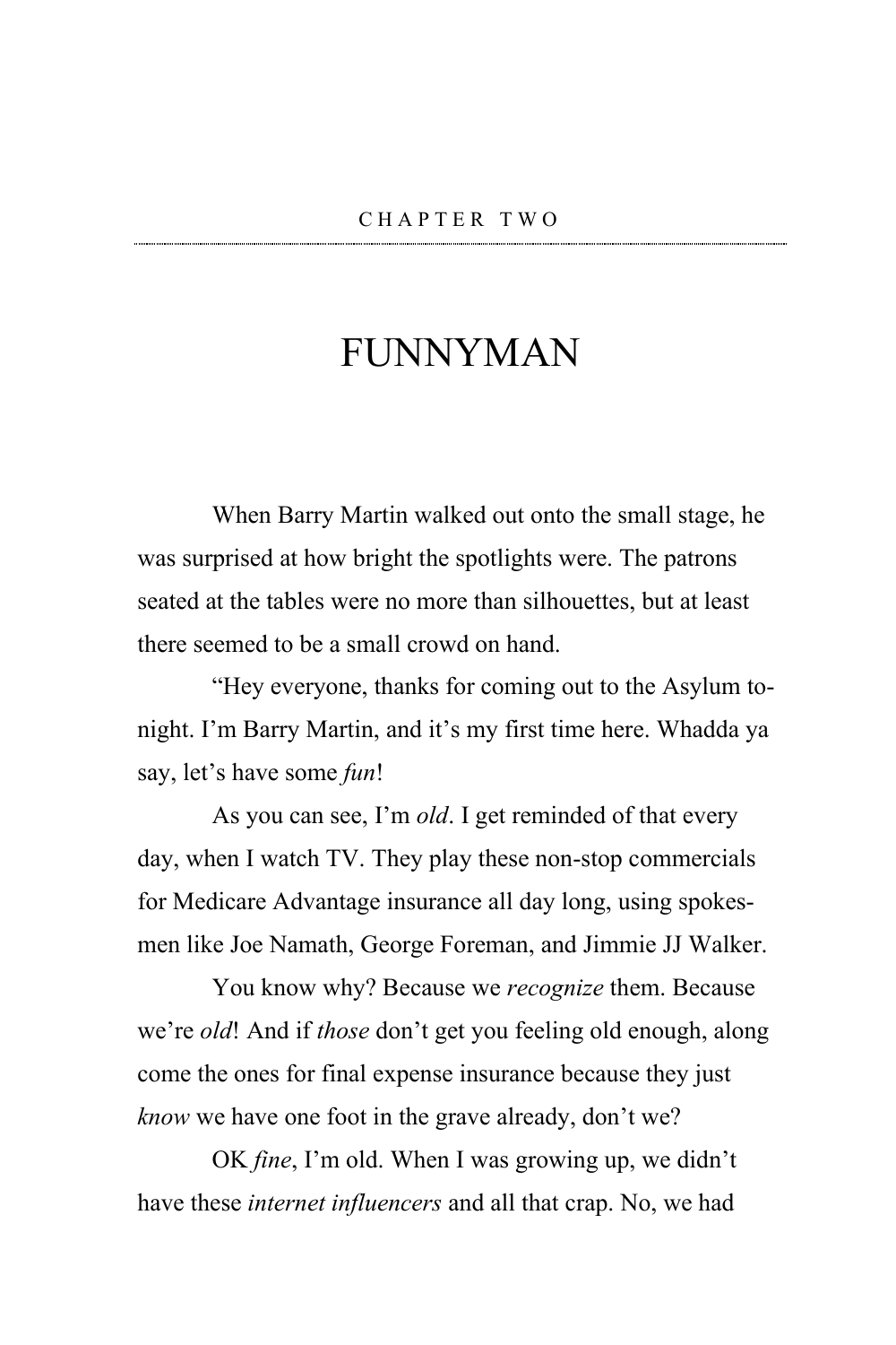CHAPTER TWO

# FUNNYMAN

When Barry Martin walked out onto the small stage, he was surprised at how bright the spotlights were. The patrons seated at the tables were no more than silhouettes, but at least there seemed to be a small crowd on hand.

"Hey everyone, thanks for coming out to the Asylum tonight. I'm Barry Martin, and it's my first time here. Whadda ya say, let's have some *fun*!

As you can see, I'm *old*. I get reminded of that every day, when I watch TV. They play these non-stop commercials for Medicare Advantage insurance all day long, using spokesmen like Joe Namath, George Foreman, and Jimmie JJ Walker.

You know why? Because we *recognize* them. Because we're *old*! And if *those* don't get you feeling old enough, along come the ones for final expense insurance because they just *know* we have one foot in the grave already, don't we?

OK *fine*, I'm old. When I was growing up, we didn't have these *internet influencers* and all that crap. No, we had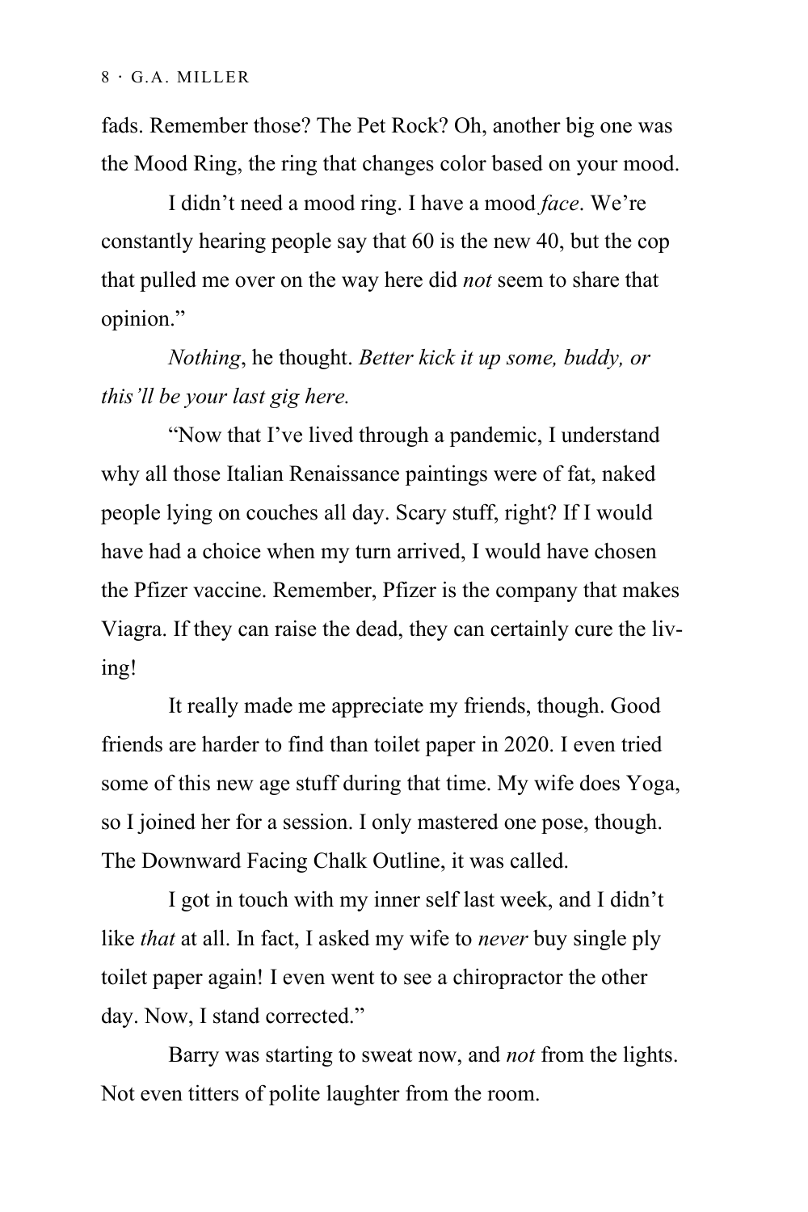fads. Remember those? The Pet Rock? Oh, another big one was the Mood Ring, the ring that changes color based on your mood.

I didn't need a mood ring. I have a mood *face*. We're constantly hearing people say that 60 is the new 40, but the cop that pulled me over on the way here did *not* seem to share that opinion."

*Nothing*, he thought. *Better kick it up some, buddy, or this'll be your last gig here.*

"Now that I've lived through a pandemic, I understand why all those Italian Renaissance paintings were of fat, naked people lying on couches all day. Scary stuff, right? If I would have had a choice when my turn arrived, I would have chosen the Pfizer vaccine. Remember, Pfizer is the company that makes Viagra. If they can raise the dead, they can certainly cure the living!

It really made me appreciate my friends, though. Good friends are harder to find than toilet paper in 2020. I even tried some of this new age stuff during that time. My wife does Yoga, so I joined her for a session. I only mastered one pose, though. The Downward Facing Chalk Outline, it was called.

I got in touch with my inner self last week, and I didn't like *that* at all. In fact, I asked my wife to *never* buy single ply toilet paper again! I even went to see a chiropractor the other day. Now, I stand corrected."

Barry was starting to sweat now, and *not* from the lights. Not even titters of polite laughter from the room.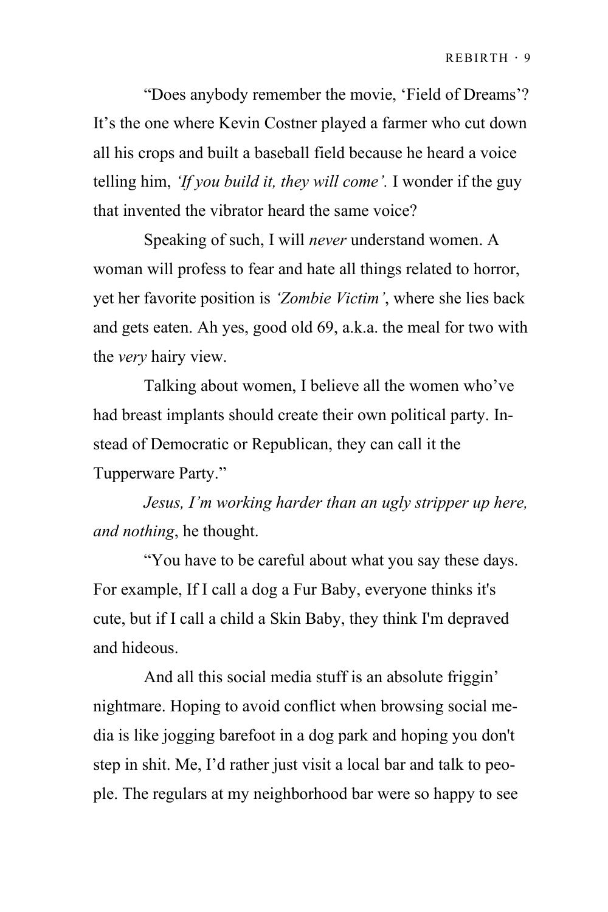"Does anybody remember the movie, 'Field of Dreams'? It's the one where Kevin Costner played a farmer who cut down all his crops and built a baseball field because he heard a voice telling him, *'If you build it, they will come'.* I wonder if the guy that invented the vibrator heard the same voice?

Speaking of such, I will *never* understand women. A woman will profess to fear and hate all things related to horror, yet her favorite position is *'Zombie Victim'*, where she lies back and gets eaten. Ah yes, good old 69, a.k.a. the meal for two with the *very* hairy view.

Talking about women, I believe all the women who've had breast implants should create their own political party. Instead of Democratic or Republican, they can call it the Tupperware Party."

*Jesus, I'm working harder than an ugly stripper up here, and nothing*, he thought.

"You have to be careful about what you say these days. For example, If I call a dog a Fur Baby, everyone thinks it's cute, but if I call a child a Skin Baby, they think I'm depraved and hideous.

And all this social media stuff is an absolute friggin' nightmare. Hoping to avoid conflict when browsing social media is like jogging barefoot in a dog park and hoping you don't step in shit. Me, I'd rather just visit a local bar and talk to people. The regulars at my neighborhood bar were so happy to see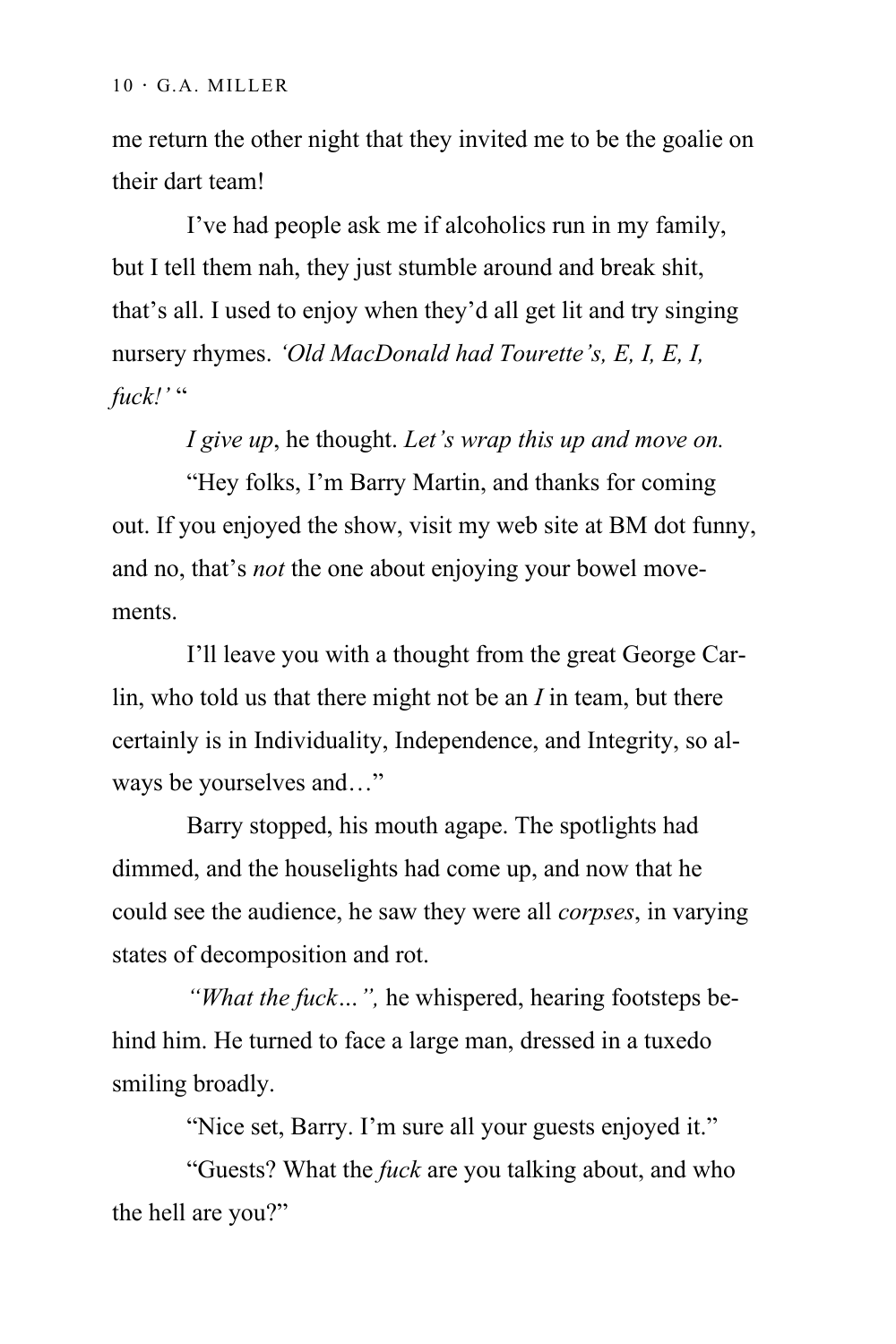me return the other night that they invited me to be the goalie on their dart team!

I've had people ask me if alcoholics run in my family, but I tell them nah, they just stumble around and break shit, that's all. I used to enjoy when they'd all get lit and try singing nursery rhymes. *'Old MacDonald had Tourette's, E, I, E, I, fuck!'* "

*I give up*, he thought. *Let's wrap this up and move on.*

"Hey folks, I'm Barry Martin, and thanks for coming out. If you enjoyed the show, visit my web site at BM dot funny, and no, that's *not* the one about enjoying your bowel movements.

I'll leave you with a thought from the great George Carlin, who told us that there might not be an *I* in team, but there certainly is in Individuality, Independence, and Integrity, so always be yourselves and…"

Barry stopped, his mouth agape. The spotlights had dimmed, and the houselights had come up, and now that he could see the audience, he saw they were all *corpses*, in varying states of decomposition and rot.

*"What the fuck…",* he whispered, hearing footsteps behind him. He turned to face a large man, dressed in a tuxedo smiling broadly.

"Nice set, Barry. I'm sure all your guests enjoyed it."

"Guests? What the *fuck* are you talking about, and who the hell are you?"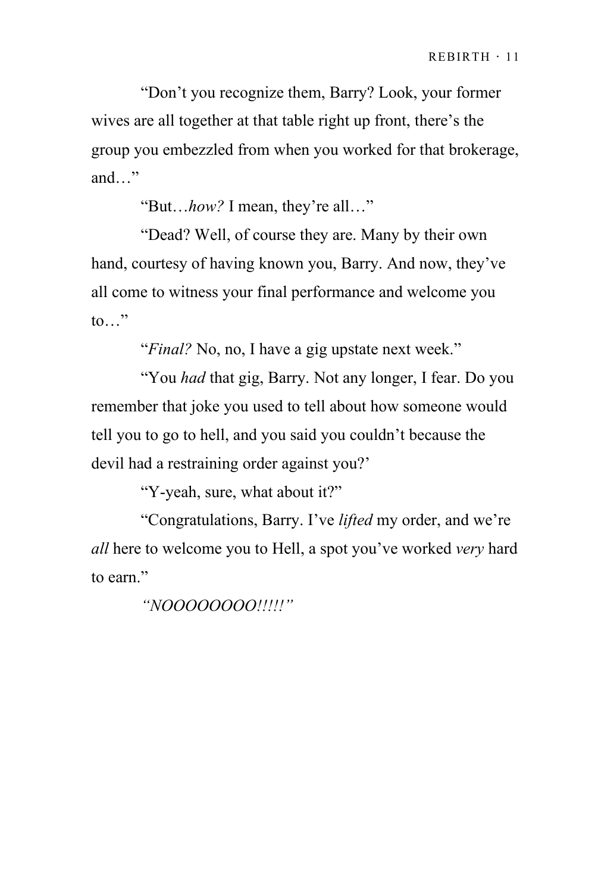"Don't you recognize them, Barry? Look, your former wives are all together at that table right up front, there's the group you embezzled from when you worked for that brokerage, and…"

"But…*how?* I mean, they're all…"

"Dead? Well, of course they are. Many by their own hand, courtesy of having known you, Barry. And now, they've all come to witness your final performance and welcome you to…"

"*Final?* No, no, I have a gig upstate next week."

"You *had* that gig, Barry. Not any longer, I fear. Do you remember that joke you used to tell about how someone would tell you to go to hell, and you said you couldn't because the devil had a restraining order against you?'

"Y-yeah, sure, what about it?"

"Congratulations, Barry. I've *lifted* my order, and we're *all* here to welcome you to Hell, a spot you've worked *very* hard to earn."

*"NOOOOOOOO!!!!!"*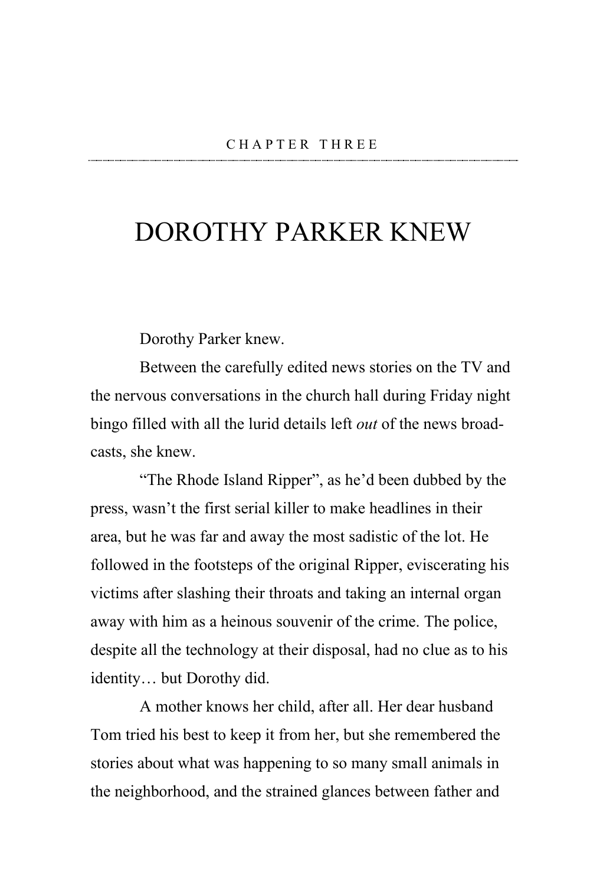CHAPTER THREE

# DOROTHY PARKER KNEW

Dorothy Parker knew.

Between the carefully edited news stories on the TV and the nervous conversations in the church hall during Friday night bingo filled with all the lurid details left *out* of the news broadcasts, she knew.

"The Rhode Island Ripper", as he'd been dubbed by the press, wasn't the first serial killer to make headlines in their area, but he was far and away the most sadistic of the lot. He followed in the footsteps of the original Ripper, eviscerating his victims after slashing their throats and taking an internal organ away with him as a heinous souvenir of the crime. The police, despite all the technology at their disposal, had no clue as to his identity… but Dorothy did.

A mother knows her child, after all. Her dear husband Tom tried his best to keep it from her, but she remembered the stories about what was happening to so many small animals in the neighborhood, and the strained glances between father and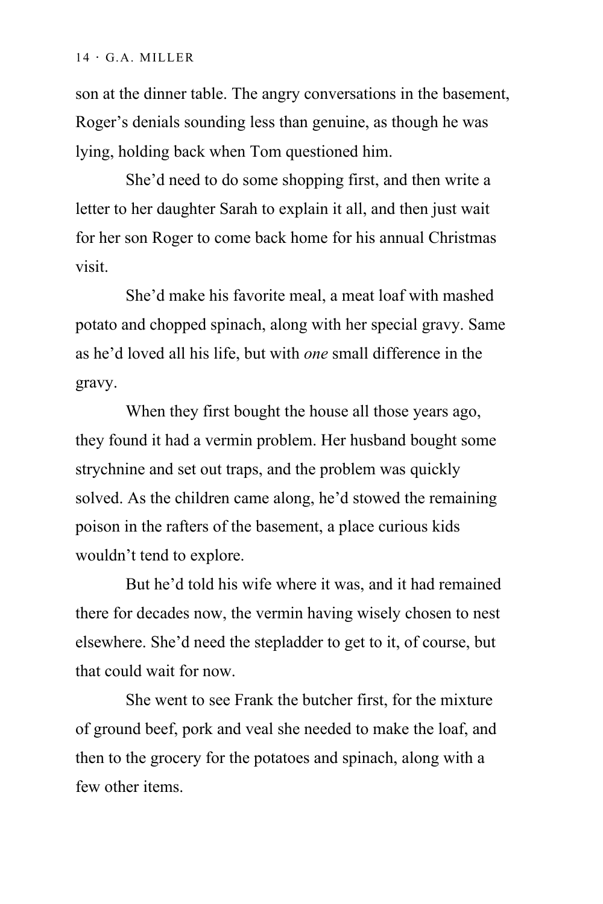son at the dinner table. The angry conversations in the basement, Roger's denials sounding less than genuine, as though he was lying, holding back when Tom questioned him.

She'd need to do some shopping first, and then write a letter to her daughter Sarah to explain it all, and then just wait for her son Roger to come back home for his annual Christmas visit.

She'd make his favorite meal, a meat loaf with mashed potato and chopped spinach, along with her special gravy. Same as he'd loved all his life, but with *one* small difference in the gravy.

When they first bought the house all those years ago, they found it had a vermin problem. Her husband bought some strychnine and set out traps, and the problem was quickly solved. As the children came along, he'd stowed the remaining poison in the rafters of the basement, a place curious kids wouldn't tend to explore.

But he'd told his wife where it was, and it had remained there for decades now, the vermin having wisely chosen to nest elsewhere. She'd need the stepladder to get to it, of course, but that could wait for now.

She went to see Frank the butcher first, for the mixture of ground beef, pork and veal she needed to make the loaf, and then to the grocery for the potatoes and spinach, along with a few other items.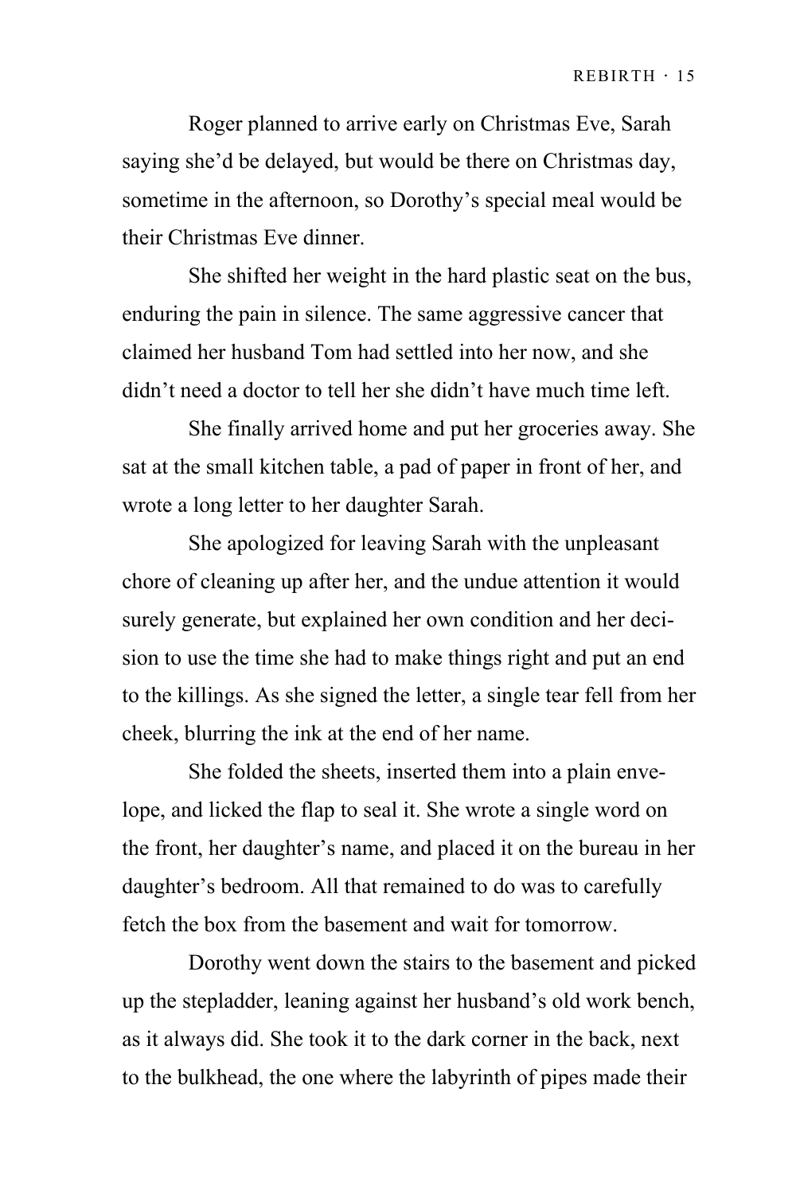Roger planned to arrive early on Christmas Eve, Sarah saying she'd be delayed, but would be there on Christmas day, sometime in the afternoon, so Dorothy's special meal would be their Christmas Eve dinner.

She shifted her weight in the hard plastic seat on the bus, enduring the pain in silence. The same aggressive cancer that claimed her husband Tom had settled into her now, and she didn't need a doctor to tell her she didn't have much time left.

She finally arrived home and put her groceries away. She sat at the small kitchen table, a pad of paper in front of her, and wrote a long letter to her daughter Sarah.

She apologized for leaving Sarah with the unpleasant chore of cleaning up after her, and the undue attention it would surely generate, but explained her own condition and her decision to use the time she had to make things right and put an end to the killings. As she signed the letter, a single tear fell from her cheek, blurring the ink at the end of her name.

She folded the sheets, inserted them into a plain envelope, and licked the flap to seal it. She wrote a single word on the front, her daughter's name, and placed it on the bureau in her daughter's bedroom. All that remained to do was to carefully fetch the box from the basement and wait for tomorrow.

Dorothy went down the stairs to the basement and picked up the stepladder, leaning against her husband's old work bench, as it always did. She took it to the dark corner in the back, next to the bulkhead, the one where the labyrinth of pipes made their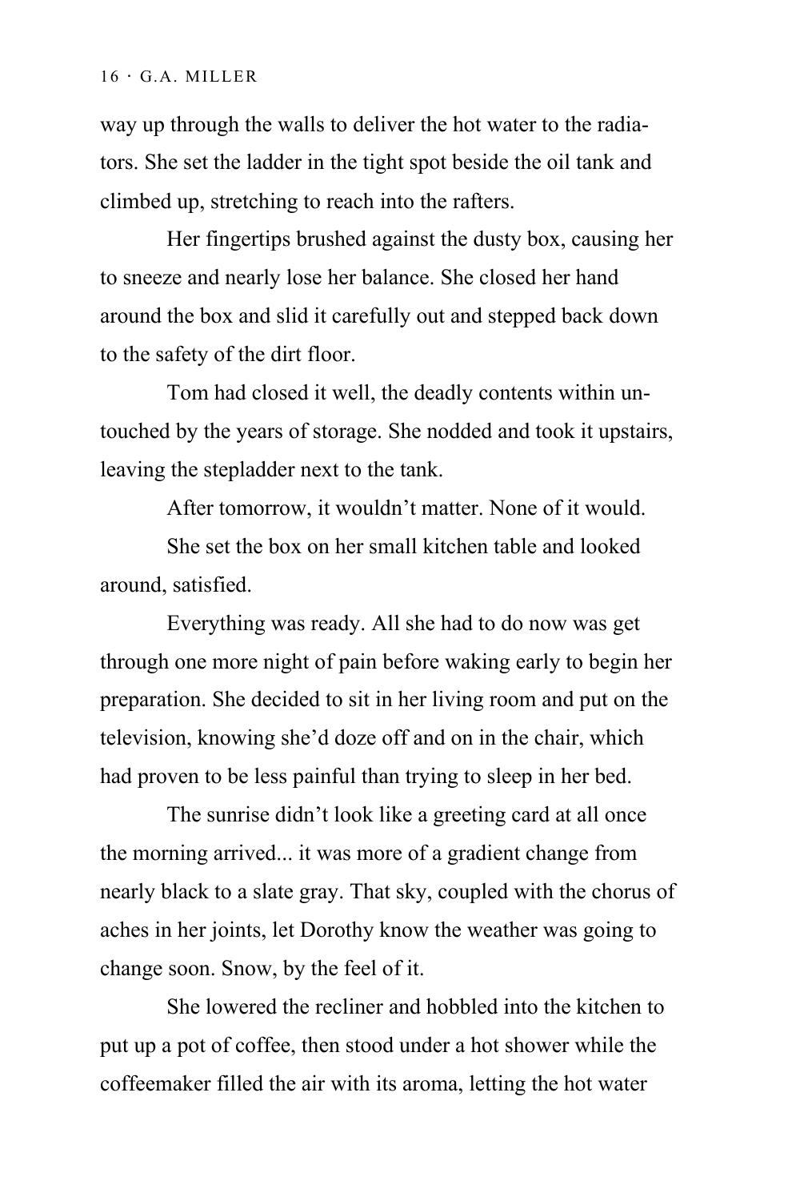way up through the walls to deliver the hot water to the radiators. She set the ladder in the tight spot beside the oil tank and climbed up, stretching to reach into the rafters.

Her fingertips brushed against the dusty box, causing her to sneeze and nearly lose her balance. She closed her hand around the box and slid it carefully out and stepped back down to the safety of the dirt floor.

Tom had closed it well, the deadly contents within untouched by the years of storage. She nodded and took it upstairs, leaving the stepladder next to the tank.

After tomorrow, it wouldn't matter. None of it would.

She set the box on her small kitchen table and looked around, satisfied.

Everything was ready. All she had to do now was get through one more night of pain before waking early to begin her preparation. She decided to sit in her living room and put on the television, knowing she'd doze off and on in the chair, which had proven to be less painful than trying to sleep in her bed.

The sunrise didn't look like a greeting card at all once the morning arrived... it was more of a gradient change from nearly black to a slate gray. That sky, coupled with the chorus of aches in her joints, let Dorothy know the weather was going to change soon. Snow, by the feel of it.

She lowered the recliner and hobbled into the kitchen to put up a pot of coffee, then stood under a hot shower while the coffeemaker filled the air with its aroma, letting the hot water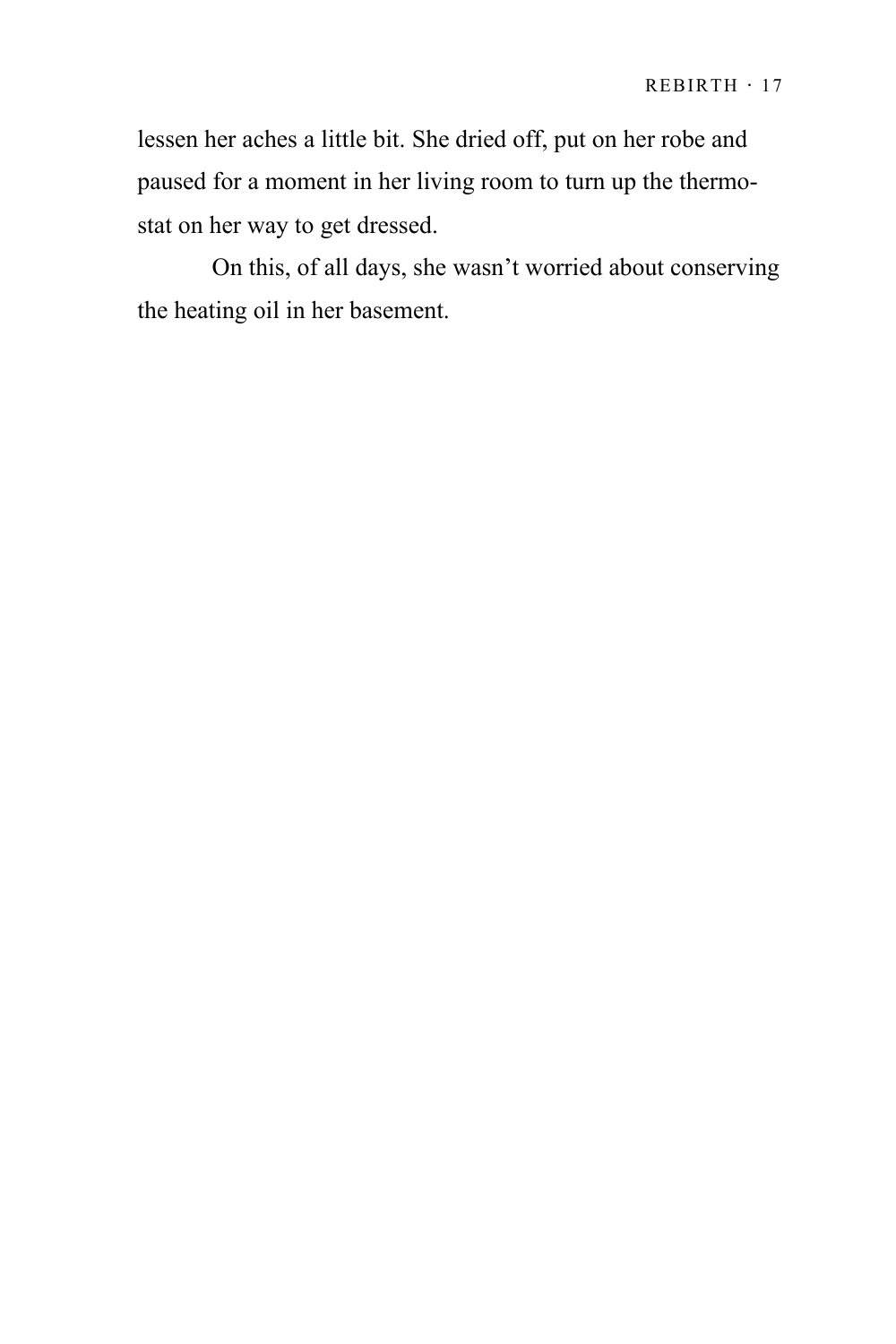lessen her aches a little bit. She dried off, put on her robe and paused for a moment in her living room to turn up the thermostat on her way to get dressed.

On this, of all days, she wasn't worried about conserving the heating oil in her basement.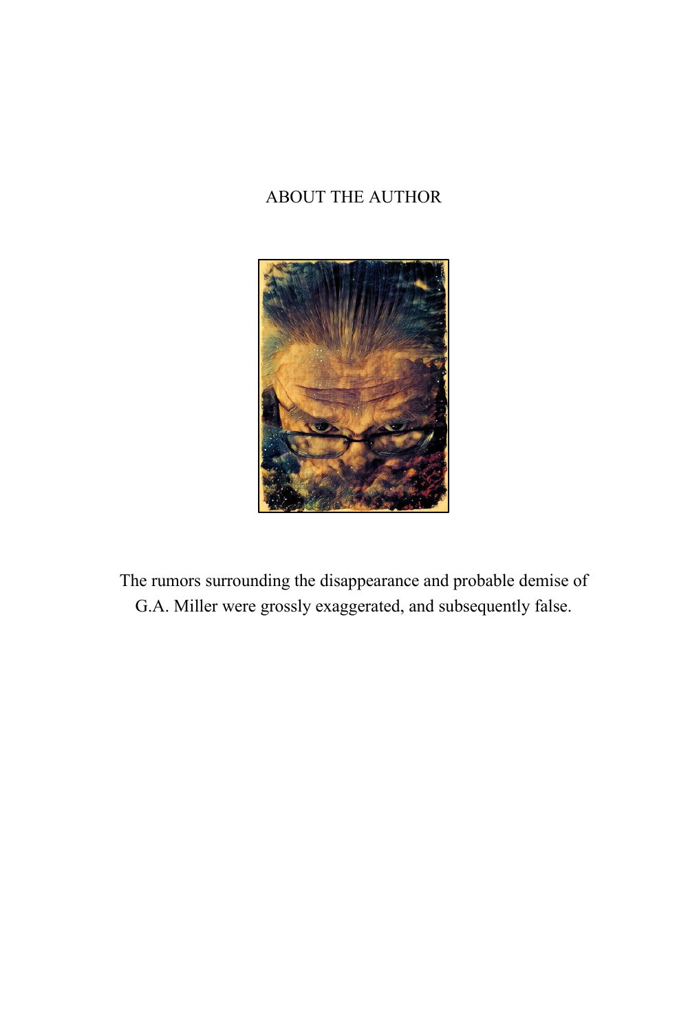# ABOUT THE AUTHOR

The rumors surrounding the disappearance and probable demise of G.A. Miller were grossly exaggerated, and subsequently false.